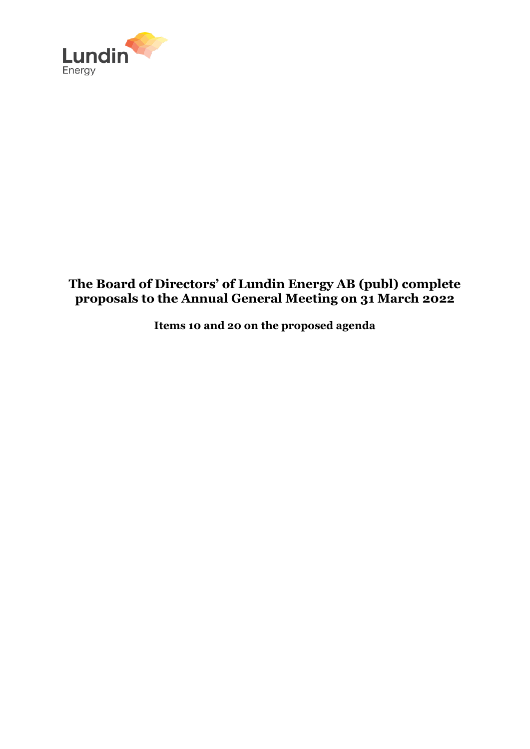# The Board of Directors' of Lundin Energy AB (publ) complete proposals to the Annual General Meeting on 31 March 2022

**Items 10 and 20 on the proposed agenda**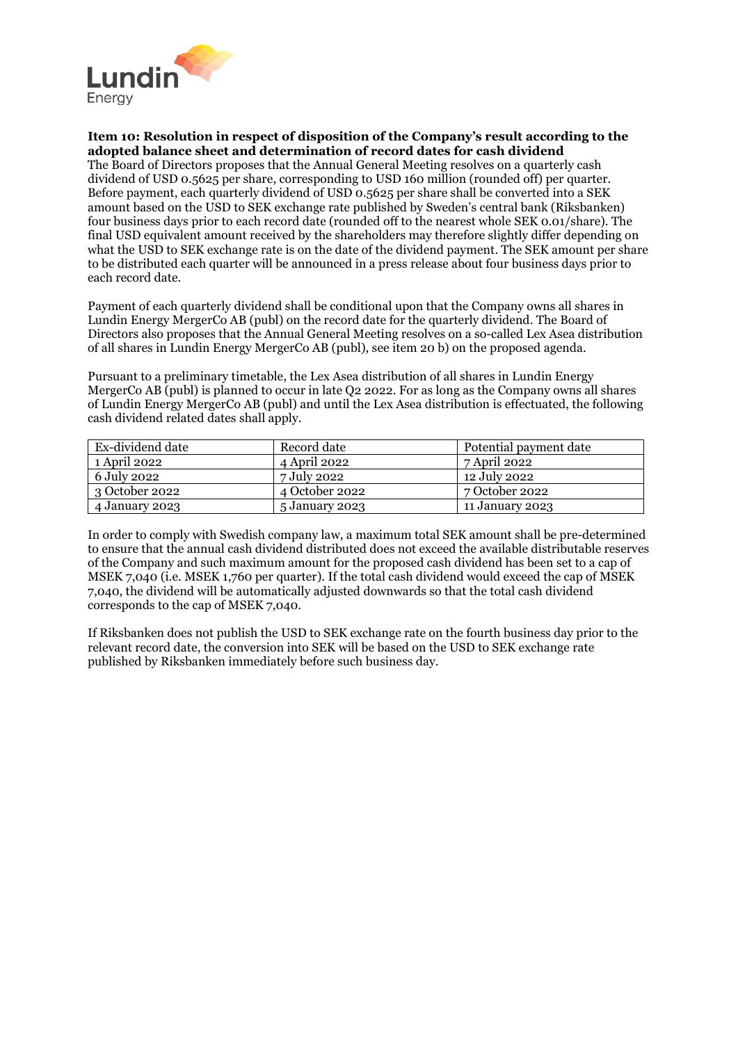**Item 10: Resolution in respect of disposition of the Company's result according to the adopted balance sheet and determination of record dates for cash dividend**

The Board of Directors proposes that the Annual General Meeting resolves on a quarterly cash dividend of USD 0.5625 per share, corresponding to USD 160 million (rounded off) per quarter. Before payment, each quarterly dividend of USD 0.5625 per share shall be converted into a SEK amount based on the USD to SEK exchange rate published by Sweden's central bank (Riksbanken) four business days prior to each record date (rounded off to the nearest whole SEK 0.01/share). The final USD equivalent amount received by the shareholders may therefore slightly differ depending on what the USD to SEK exchange rate is on the date of the dividend payment. The SEK amount per share to be distributed each quarter will be announced in a press release about four business days prior to each record date.

Payment of each quarterly dividend shall be conditional upon that the Company owns all shares in Lundin Energy MergerCo AB (publ) on the record date for the quarterly dividend. The Board of Directors also proposes that the Annual General Meeting resolves on a so-called Lex Asea distribution of all shares in Lundin Energy MergerCo AB (publ), see item 20 b) on the proposed agenda.

Pursuant to a preliminary timetable, the Lex Asea distribution of all shares in Lundin Energy MergerCo AB (publ) is planned to occur in late Q2 2022. For as long as the Company owns all shares of Lundin Energy MergerCo AB (publ) and until the Lex Asea distribution is effectuated, the following cash dividend related dates shall apply.

| Ex-dividend date | Record date | Potential payment date |
|---|---|---|
| 1 April 2022 | 4 April 2022 | 7 April 2022 |
| 6 July 2022 | 7 July 2022 | 12 July 2022 |
| 3 October 2022 | 4 October 2022 | 7 October 2022 |
| 4 January 2023 | 5 January 2023 | 11 January 2023 |

In order to comply with Swedish company law, a maximum total SEK amount shall be pre-determined to ensure that the annual cash dividend distributed does not exceed the available distributable reserves of the Company and such maximum amount for the proposed cash dividend has been set to a cap of MSEK 7,040 (i.e. MSEK 1,760 per quarter). If the total cash dividend would exceed the cap of MSEK 7,040, the dividend will be automatically adjusted downwards so that the total cash dividend corresponds to the cap of MSEK 7,040.

If Riksbanken does not publish the USD to SEK exchange rate on the fourth business day prior to the relevant record date, the conversion into SEK will be based on the USD to SEK exchange rate published by Riksbanken immediately before such business day.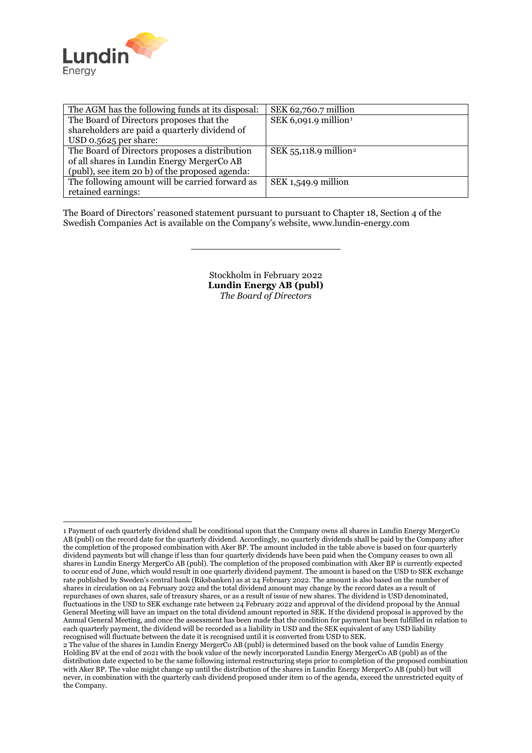| The AGM has the following funds at its disposal: | SEK 62,760.7 million |
|---|---|
| The Board of Directors proposes that the shareholders are paid a quarterly dividend of USD 0.5625 per share: | SEK 6,091.9 million[1] |
| The Board of Directors proposes a distribution of all shares in Lundin Energy MergerCo AB (publ), see item 20 b) of the proposed agenda: | SEK 55,118.9 million[2] |
| The following amount will be carried forward as retained earnings: | SEK 1,549.9 million |

The Board of Directors' reasoned statement pursuant to pursuant to Chapter 18, Section 4 of the Swedish Companies Act is available on the Company's website, www.lundin-energy.com

---

Stockholm in February 2022
**Lundin Energy AB (publ)**
*The Board of Directors*

1 Payment of each quarterly dividend shall be conditional upon that the Company owns all shares in Lundin Energy MergerCo AB (publ) on the record date for the quarterly dividend. Accordingly, no quarterly dividends shall be paid by the Company after the completion of the proposed combination with Aker BP. The amount included in the table above is based on four quarterly dividend payments but will change if less than four quarterly dividends have been paid when the Company ceases to own all shares in Lundin Energy MergerCo AB (publ). The completion of the proposed combination with Aker BP is currently expected to occur end of June, which would result in one quarterly dividend payment. The amount is based on the USD to SEK exchange rate published by Sweden's central bank (Riksbanken) as at 24 February 2022. The amount is also based on the number of shares in circulation on 24 February 2022 and the total dividend amount may change by the record dates as a result of repurchases of own shares, sale of treasury shares, or as a result of issue of new shares. The dividend is USD denominated, fluctuations in the USD to SEK exchange rate between 24 February 2022 and approval of the dividend proposal by the Annual General Meeting will have an impact on the total dividend amount reported in SEK. If the dividend proposal is approved by the Annual General Meeting, and once the assessment has been made that the condition for payment has been fulfilled in relation to each quarterly payment, the dividend will be recorded as a liability in USD and the SEK equivalent of any USD liability recognised will fluctuate between the date it is recognised until it is converted from USD to SEK.

2 The value of the shares in Lundin Energy MergerCo AB (publ) is determined based on the book value of Lundin Energy Holding BV at the end of 2021 with the book value of the newly incorporated Lundin Energy MergerCo AB (publ) as of the distribution date expected to be the same following internal restructuring steps prior to completion of the proposed combination with Aker BP. The value might change up until the distribution of the shares in Lundin Energy MergerCo AB (publ) but will never, in combination with the quarterly cash dividend proposed under item 10 of the agenda, exceed the unrestricted equity of the Company.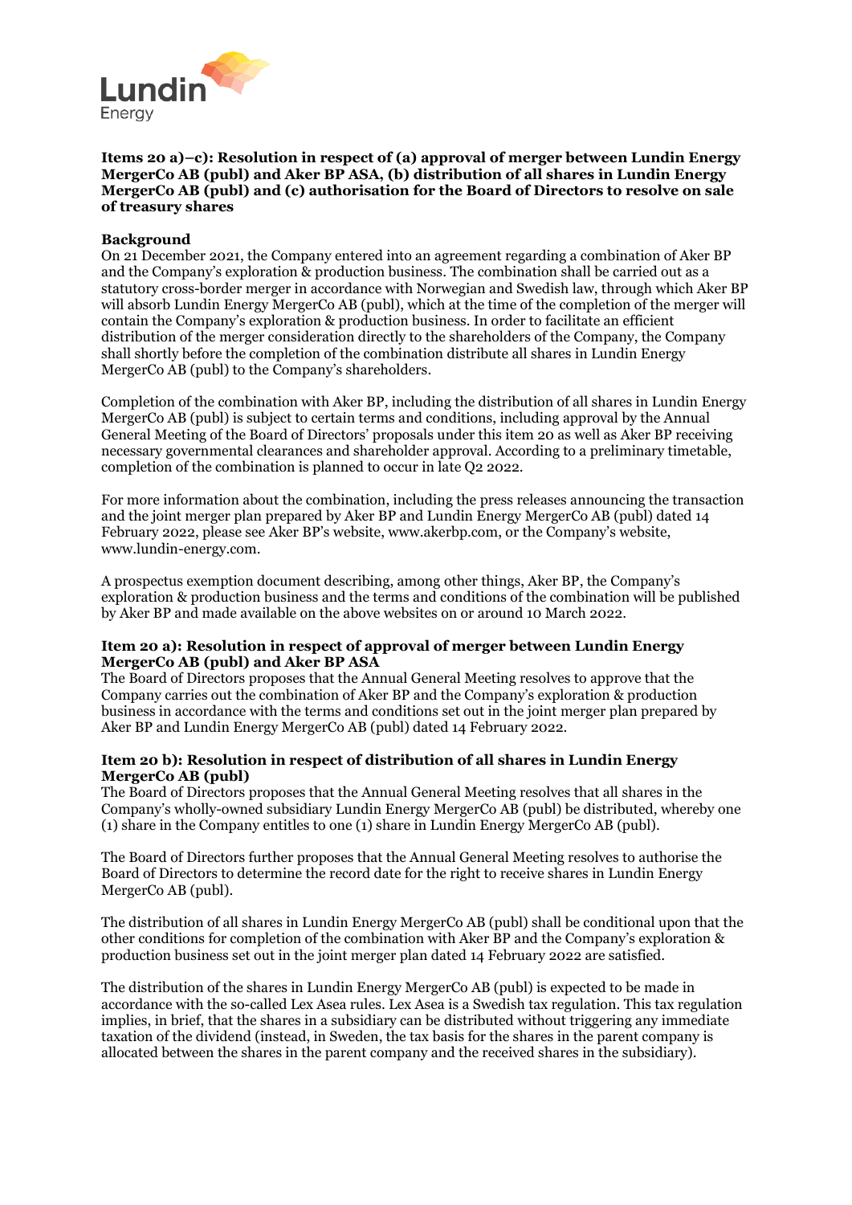**Items 20 a)–c): Resolution in respect of (a) approval of merger between Lundin Energy MergerCo AB (publ) and Aker BP ASA, (b) distribution of all shares in Lundin Energy MergerCo AB (publ) and (c) authorisation for the Board of Directors to resolve on sale of treasury shares**

**Background**

On 21 December 2021, the Company entered into an agreement regarding a combination of Aker BP and the Company's exploration & production business. The combination shall be carried out as a statutory cross-border merger in accordance with Norwegian and Swedish law, through which Aker BP will absorb Lundin Energy MergerCo AB (publ), which at the time of the completion of the merger will contain the Company's exploration & production business. In order to facilitate an efficient distribution of the merger consideration directly to the shareholders of the Company, the Company shall shortly before the completion of the combination distribute all shares in Lundin Energy MergerCo AB (publ) to the Company's shareholders.

Completion of the combination with Aker BP, including the distribution of all shares in Lundin Energy MergerCo AB (publ) is subject to certain terms and conditions, including approval by the Annual General Meeting of the Board of Directors' proposals under this item 20 as well as Aker BP receiving necessary governmental clearances and shareholder approval. According to a preliminary timetable, completion of the combination is planned to occur in late Q2 2022.

For more information about the combination, including the press releases announcing the transaction and the joint merger plan prepared by Aker BP and Lundin Energy MergerCo AB (publ) dated 14 February 2022, please see Aker BP's website, www.akerbp.com, or the Company's website, www.lundin-energy.com.

A prospectus exemption document describing, among other things, Aker BP, the Company's exploration & production business and the terms and conditions of the combination will be published by Aker BP and made available on the above websites on or around 10 March 2022.

**Item 20 a): Resolution in respect of approval of merger between Lundin Energy MergerCo AB (publ) and Aker BP ASA**

The Board of Directors proposes that the Annual General Meeting resolves to approve that the Company carries out the combination of Aker BP and the Company's exploration & production business in accordance with the terms and conditions set out in the joint merger plan prepared by Aker BP and Lundin Energy MergerCo AB (publ) dated 14 February 2022.

**Item 20 b): Resolution in respect of distribution of all shares in Lundin Energy MergerCo AB (publ)**

The Board of Directors proposes that the Annual General Meeting resolves that all shares in the Company's wholly-owned subsidiary Lundin Energy MergerCo AB (publ) be distributed, whereby one (1) share in the Company entitles to one (1) share in Lundin Energy MergerCo AB (publ).

The Board of Directors further proposes that the Annual General Meeting resolves to authorise the Board of Directors to determine the record date for the right to receive shares in Lundin Energy MergerCo AB (publ).

The distribution of all shares in Lundin Energy MergerCo AB (publ) shall be conditional upon that the other conditions for completion of the combination with Aker BP and the Company's exploration & production business set out in the joint merger plan dated 14 February 2022 are satisfied.

The distribution of the shares in Lundin Energy MergerCo AB (publ) is expected to be made in accordance with the so-called Lex Asea rules. Lex Asea is a Swedish tax regulation. This tax regulation implies, in brief, that the shares in a subsidiary can be distributed without triggering any immediate taxation of the dividend (instead, in Sweden, the tax basis for the shares in the parent company is allocated between the shares in the parent company and the received shares in the subsidiary).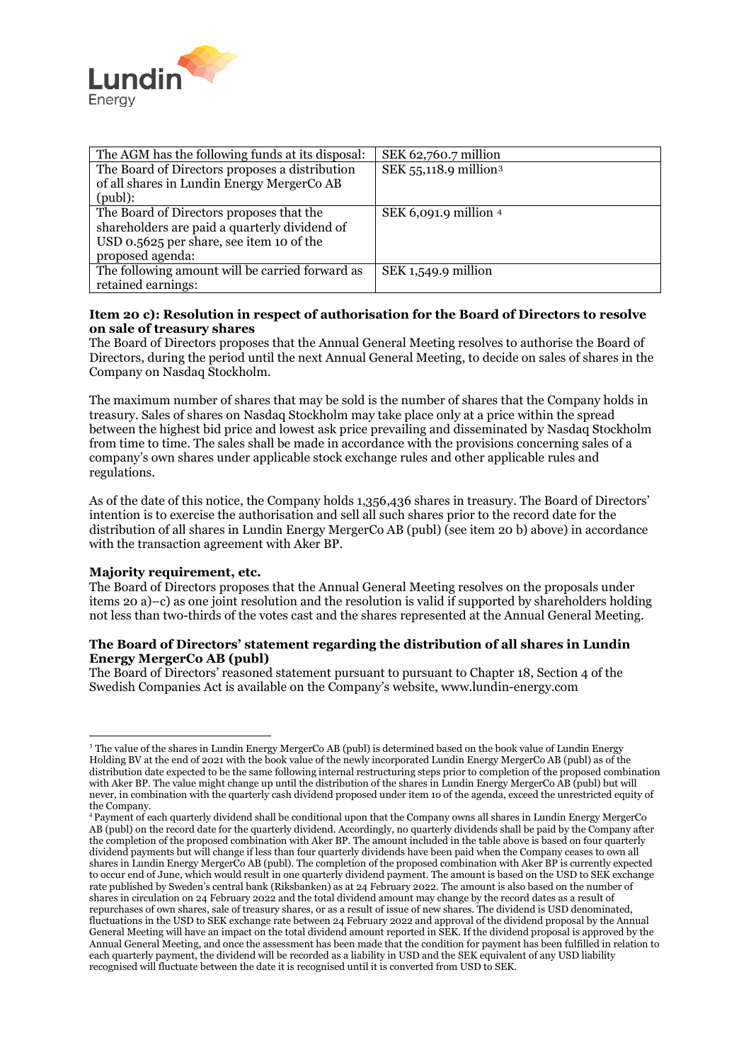| The AGM has the following funds at its disposal: | SEK 62,760.7 million |
|---|---|
| The Board of Directors proposes a distribution of all shares in Lundin Energy MergerCo AB (publ): | SEK 55,118.9 million[3] |
| The Board of Directors proposes that the shareholders are paid a quarterly dividend of USD 0.5625 per share, see item 10 of the proposed agenda: | SEK 6,091.9 million [4] |
| The following amount will be carried forward as retained earnings: | SEK 1,549.9 million |

**Item 20 c): Resolution in respect of authorisation for the Board of Directors to resolve on sale of treasury shares**

The Board of Directors proposes that the Annual General Meeting resolves to authorise the Board of Directors, during the period until the next Annual General Meeting, to decide on sales of shares in the Company on Nasdaq Stockholm.

The maximum number of shares that may be sold is the number of shares that the Company holds in treasury. Sales of shares on Nasdaq Stockholm may take place only at a price within the spread between the highest bid price and lowest ask price prevailing and disseminated by Nasdaq Stockholm from time to time. The sales shall be made in accordance with the provisions concerning sales of a company's own shares under applicable stock exchange rules and other applicable rules and regulations.

As of the date of this notice, the Company holds 1,356,436 shares in treasury. The Board of Directors' intention is to exercise the authorisation and sell all such shares prior to the record date for the distribution of all shares in Lundin Energy MergerCo AB (publ) (see item 20 b) above) in accordance with the transaction agreement with Aker BP.

**Majority requirement, etc.**

The Board of Directors proposes that the Annual General Meeting resolves on the proposals under items 20 a)–c) as one joint resolution and the resolution is valid if supported by shareholders holding not less than two-thirds of the votes cast and the shares represented at the Annual General Meeting.

**The Board of Directors' statement regarding the distribution of all shares in Lundin Energy MergerCo AB (publ)**

The Board of Directors' reasoned statement pursuant to pursuant to Chapter 18, Section 4 of the Swedish Companies Act is available on the Company's website, www.lundin-energy.com

---

[3] The value of the shares in Lundin Energy MergerCo AB (publ) is determined based on the book value of Lundin Energy Holding BV at the end of 2021 with the book value of the newly incorporated Lundin Energy MergerCo AB (publ) as of the distribution date expected to be the same following internal restructuring steps prior to completion of the proposed combination with Aker BP. The value might change up until the distribution of the shares in Lundin Energy MergerCo AB (publ) but will never, in combination with the quarterly cash dividend proposed under item 10 of the agenda, exceed the unrestricted equity of the Company.

[4] Payment of each quarterly dividend shall be conditional upon that the Company owns all shares in Lundin Energy MergerCo AB (publ) on the record date for the quarterly dividend. Accordingly, no quarterly dividends shall be paid by the Company after the completion of the proposed combination with Aker BP. The amount included in the table above is based on four quarterly dividend payments but will change if less than four quarterly dividends have been paid when the Company ceases to own all shares in Lundin Energy MergerCo AB (publ). The completion of the proposed combination with Aker BP is currently expected to occur end of June, which would result in one quarterly dividend payment. The amount is based on the USD to SEK exchange rate published by Sweden's central bank (Riksbanken) as at 24 February 2022. The amount is also based on the number of shares in circulation on 24 February 2022 and the total dividend amount may change by the record dates as a result of repurchases of own shares, sale of treasury shares, or as a result of issue of new shares. The dividend is USD denominated, fluctuations in the USD to SEK exchange rate between 24 February 2022 and approval of the dividend proposal by the Annual General Meeting will have an impact on the total dividend amount reported in SEK. If the dividend proposal is approved by the Annual General Meeting, and once the assessment has been made that the condition for payment has been fulfilled in relation to each quarterly payment, the dividend will be recorded as a liability in USD and the SEK equivalent of any USD liability recognised will fluctuate between the date it is recognised until it is converted from USD to SEK.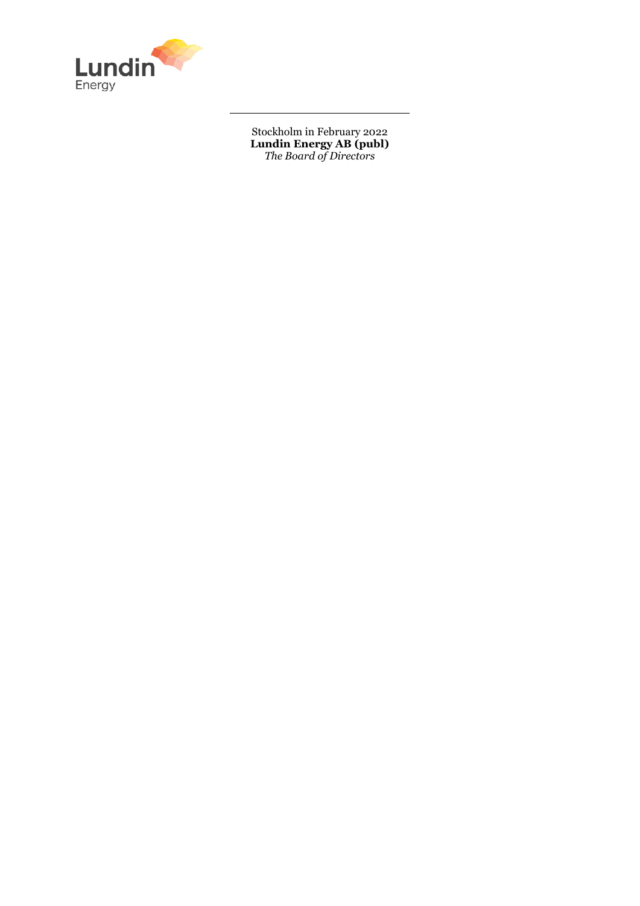Stockholm in February 2022

**Lundin Energy AB (publ)**

*The Board of Directors*